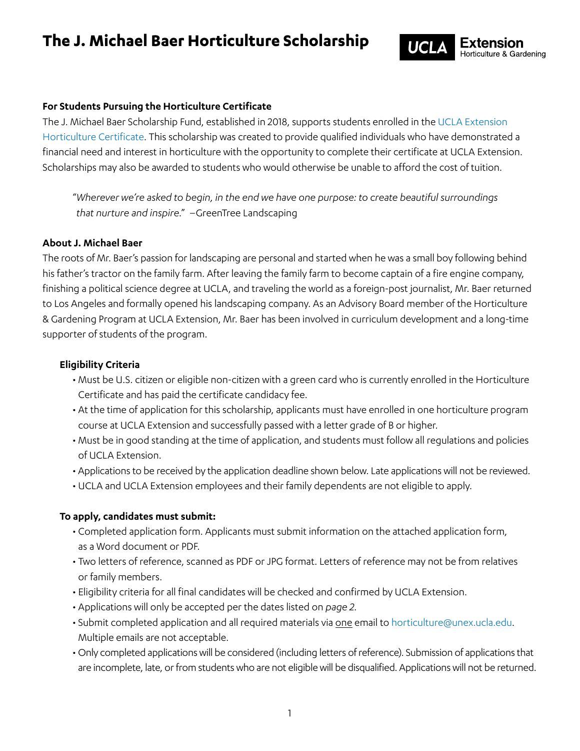# The J. Michael Baer Horticulture Scholarship

UCLA Extension Horticulture & Gardening

### For Students Pursuing the Horticulture Certificate

The J. Michael Baer Scholarship Fund, established in 2018, supports students enrolled in the UCLA Extension Horticulture Certificate. This scholarship was created to provide qualified individuals who have demonstrated a financial need and interest in horticulture with the opportunity to complete their certificate at UCLA Extension. Scholarships may also be awarded to students who would otherwise be unable to afford the cost of tuition.

> "*Wherever we're asked to begin, in the end we have one purpose: to create beautiful surroundings that nurture and inspire*." –GreenTree Landscaping

### About J. Michael Baer

The roots of Mr. Baer's passion for landscaping are personal and started when he was a small boy following behind his father's tractor on the family farm. After leaving the family farm to become captain of a fire engine company, finishing a political science degree at UCLA, and traveling the world as a foreign-post journalist, Mr. Baer returned to Los Angeles and formally opened his landscaping company. As an Advisory Board member of the Horticulture & Gardening Program at UCLA Extension, Mr. Baer has been involved in curriculum development and a long-time supporter of students of the program.

#### Eligibility Criteria

- Must be U.S. citizen or eligible non-citizen with a green card who is currently enrolled in the Horticulture Certificate and has paid the certificate candidacy fee.
- At the time of application for this scholarship, applicants must have enrolled in one horticulture program course at UCLA Extension and successfully passed with a letter grade of B or higher.
- Must be in good standing at the time of application, and students must follow all regulations and policies of UCLA Extension.
- Applications to be received by the application deadline shown below. Late applications will not be reviewed.
- UCLA and UCLA Extension employees and their family dependents are not eligible to apply.

#### To apply, candidates must submit:

- Completed application form. Applicants must submit information on the attached application form, as a Word document or PDF.
- Two letters of reference, scanned as PDF or JPG format. Letters of reference may not be from relatives or family members.
- Eligibility criteria for all final candidates will be checked and confirmed by UCLA Extension.
- Applications will only be accepted per the dates listed on *page 2*.
- Submit completed application and all required materials via <u>one</u> email to horticulture@unex.ucla.edu. Multiple emails are not acceptable.
- Only completed applications will be considered (including letters of reference). Submission of applications that are incomplete, late, or from students who are not eligible will be disqualified. Applications will not be returned.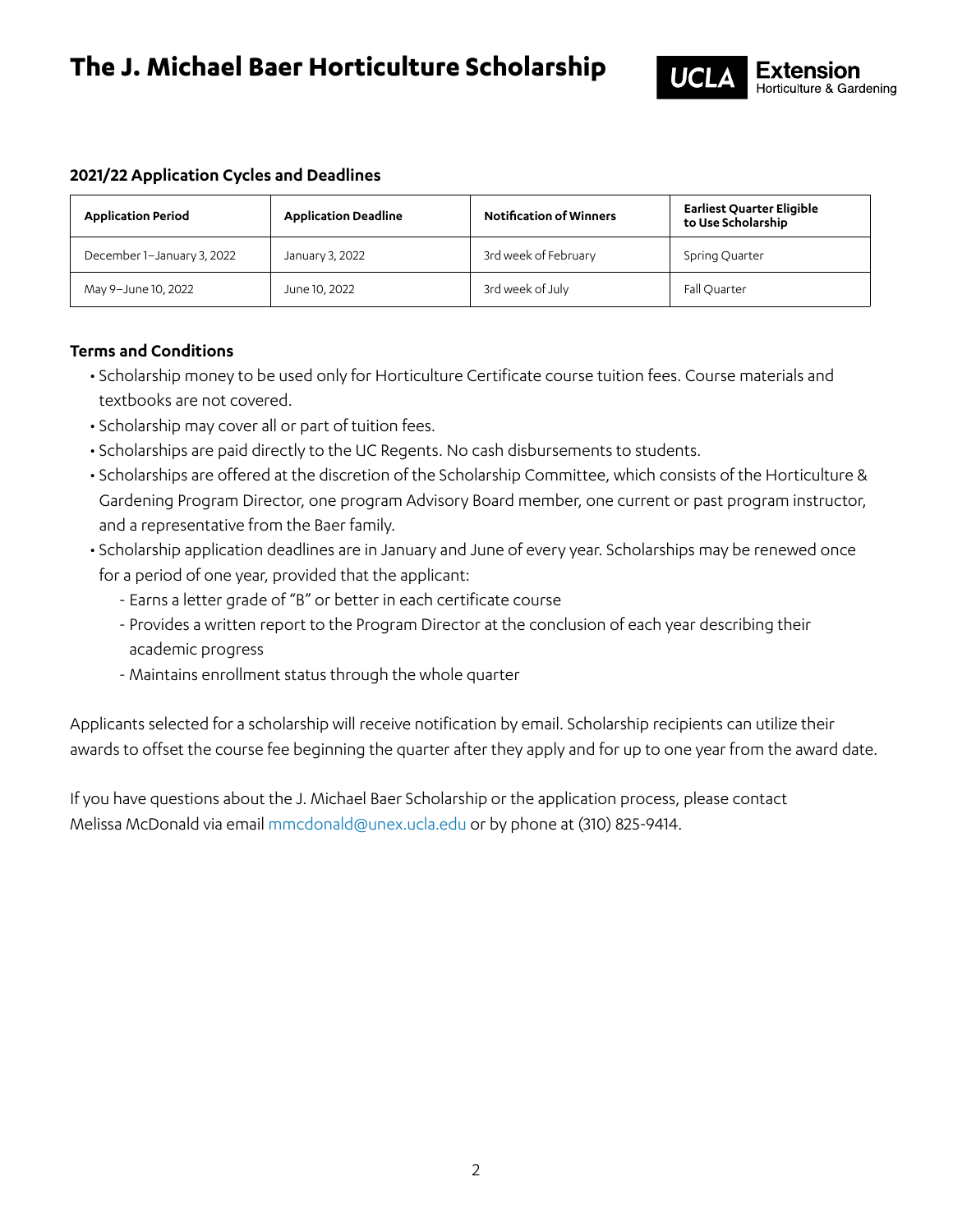# The J. Michael Baer Horticulture Scholarship

UCLA Extension Horticulture & Gardening

### 2021/22 Application Cycles and Deadlines

| Application Period | Application Deadline | Notification of Winners | Earliest Quarter Eligible to Use Scholarship |
|---|---|---|---|
| December 1–January 3, 2022 | January 3, 2022 | 3rd week of February | Spring Quarter |
| May 9–June 10, 2022 | June 10, 2022 | 3rd week of July | Fall Quarter |

### Terms and Conditions

- Scholarship money to be used only for Horticulture Certificate course tuition fees. Course materials and textbooks are not covered.
- Scholarship may cover all or part of tuition fees.
- Scholarships are paid directly to the UC Regents. No cash disbursements to students.
- Scholarships are offered at the discretion of the Scholarship Committee, which consists of the Horticulture & Gardening Program Director, one program Advisory Board member, one current or past program instructor, and a representative from the Baer family.
- Scholarship application deadlines are in January and June of every year. Scholarships may be renewed once for a period of one year, provided that the applicant:
  - Earns a letter grade of "B" or better in each certificate course
  - Provides a written report to the Program Director at the conclusion of each year describing their academic progress
  - Maintains enrollment status through the whole quarter

Applicants selected for a scholarship will receive notification by email. Scholarship recipients can utilize their awards to offset the course fee beginning the quarter after they apply and for up to one year from the award date.

If you have questions about the J. Michael Baer Scholarship or the application process, please contact Melissa McDonald via email mmcdonald@unex.ucla.edu or by phone at (310) 825-9414.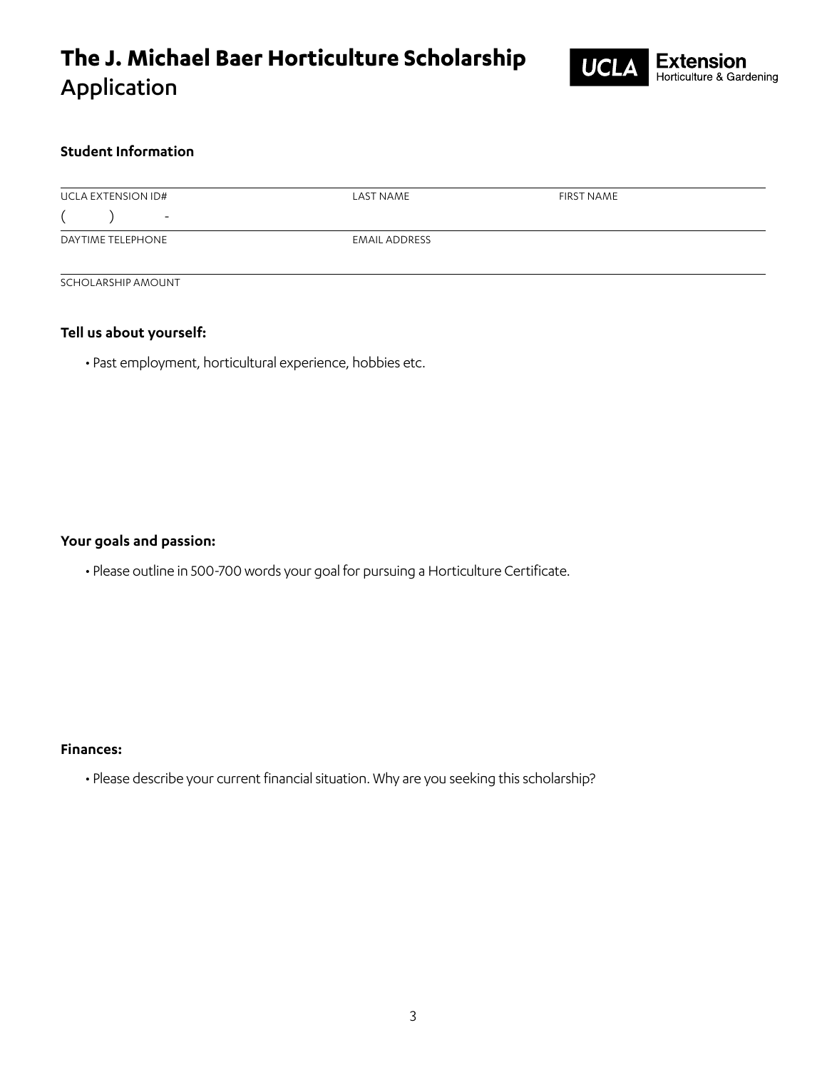# The J. Michael Baer Horticulture Scholarship
Application

UCLA Extension Horticulture & Gardening

### Student Information

| UCLA EXTENSION ID# | LAST NAME | FIRST NAME |
| --- | --- | --- |
| (    )    - | | |
| DAYTIME TELEPHONE | EMAIL ADDRESS | |
| | | |
| SCHOLARSHIP AMOUNT | | |

### Tell us about yourself:

- Past employment, horticultural experience, hobbies etc.

### Your goals and passion:

- Please outline in 500-700 words your goal for pursuing a Horticulture Certificate.

### Finances:

- Please describe your current financial situation. Why are you seeking this scholarship?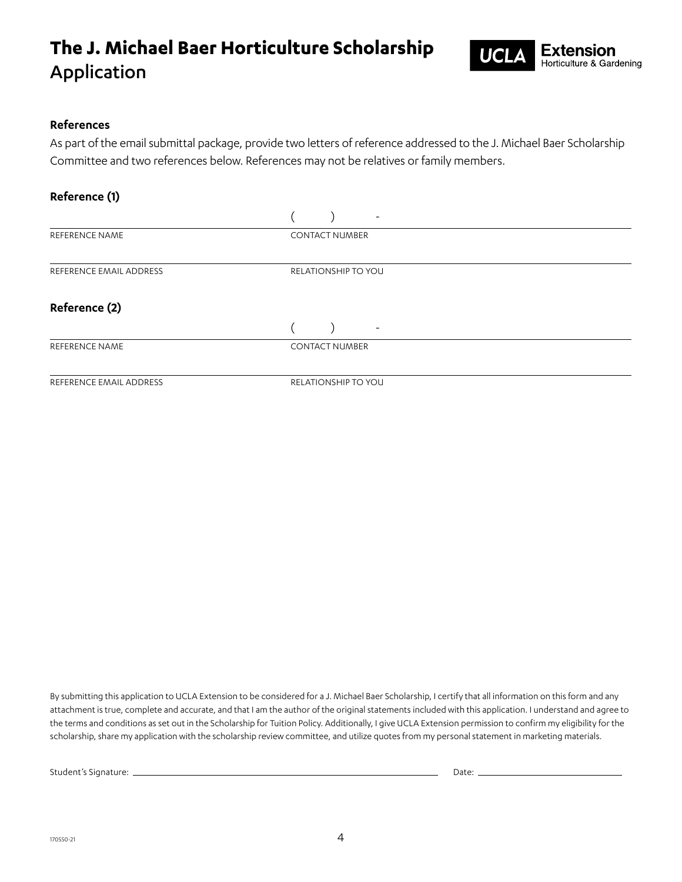# The J. Michael Baer Horticulture Scholarship Application

### References

As part of the email submittal package, provide two letters of reference addressed to the J. Michael Baer Scholarship Committee and two references below. References may not be relatives or family members.

### Reference (1)

| | |
|---|---|
| | ( ) - |
| REFERENCE NAME | CONTACT NUMBER |
| | |
| REFERENCE EMAIL ADDRESS | RELATIONSHIP TO YOU |

### Reference (2)

| | |
|---|---|
| | ( ) - |
| REFERENCE NAME | CONTACT NUMBER |
| | |
| REFERENCE EMAIL ADDRESS | RELATIONSHIP TO YOU |

By submitting this application to UCLA Extension to be considered for a J. Michael Baer Scholarship, I certify that all information on this form and any attachment is true, complete and accurate, and that I am the author of the original statements included with this application. I understand and agree to the terms and conditions as set out in the Scholarship for Tuition Policy. Additionally, I give UCLA Extension permission to confirm my eligibility for the scholarship, share my application with the scholarship review committee, and utilize quotes from my personal statement in marketing materials.

Student's Signature: ______________________________ Date: ______________

170550-21